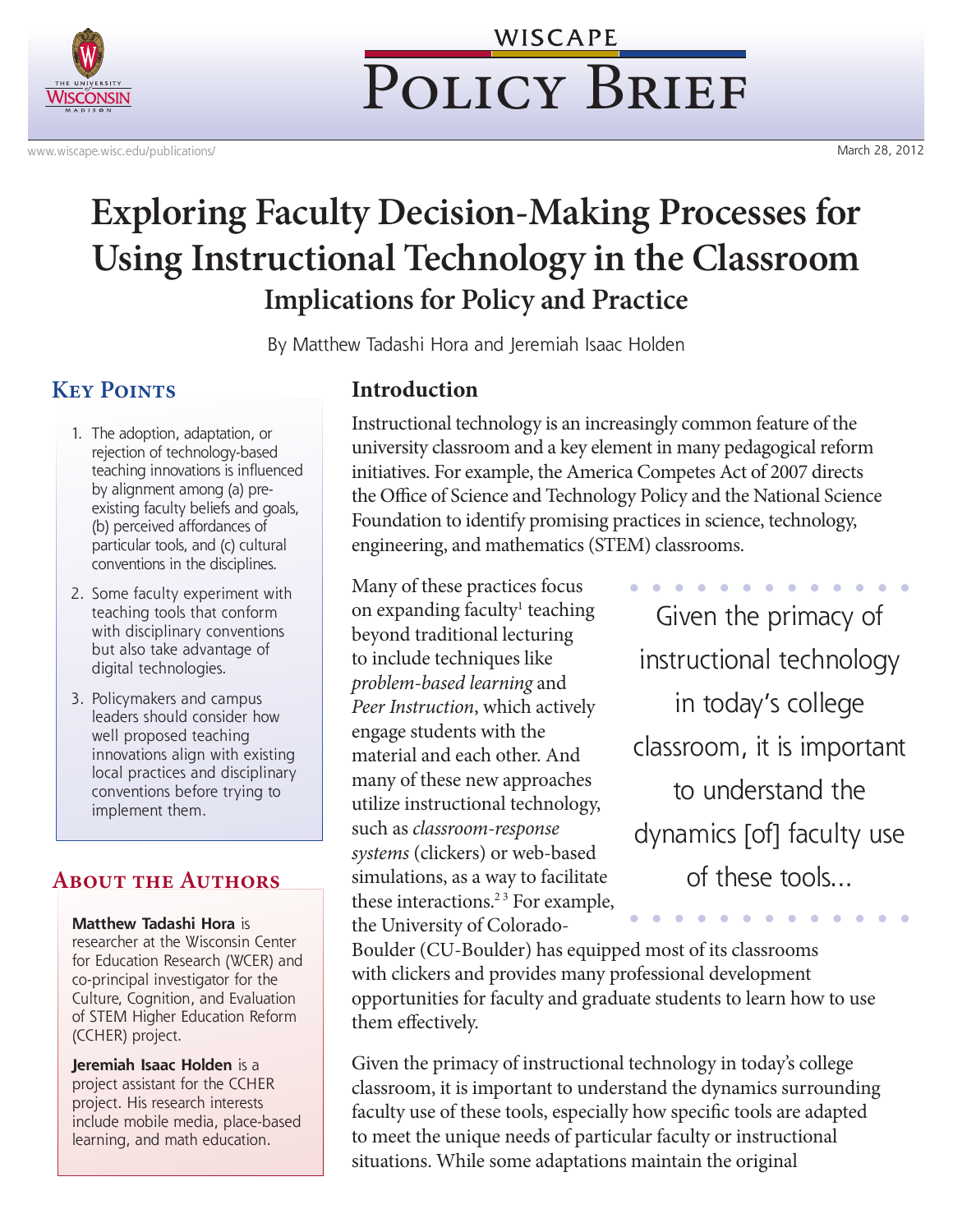WISCAPE

# Policy Brief

www.wiscape.wisc.edu/publications/

March 28, 2012

# Exploring Faculty Decision-Making Processes for Using Instructional Technology in the Classroom

## Implications for Policy and Practice

By Matthew Tadashi Hora and Jeremiah Isaac Holden

## Key Points

1. The adoption, adaptation, or rejection of technology-based teaching innovations is influenced by alignment among (a) pre-existing faculty beliefs and goals, (b) perceived affordances of particular tools, and (c) cultural conventions in the disciplines.
2. Some faculty experiment with teaching tools that conform with disciplinary conventions but also take advantage of digital technologies.
3. Policymakers and campus leaders should consider how well proposed teaching innovations align with existing local practices and disciplinary conventions before trying to implement them.

## About the Authors

**Matthew Tadashi Hora** is researcher at the Wisconsin Center for Education Research (WCER) and co-principal investigator for the Culture, Cognition, and Evaluation of STEM Higher Education Reform (CCHER) project.

**Jeremiah Isaac Holden** is a project assistant for the CCHER project. His research interests include mobile media, place-based learning, and math education.

## Introduction

Instructional technology is an increasingly common feature of the university classroom and a key element in many pedagogical reform initiatives. For example, the America Competes Act of 2007 directs the Office of Science and Technology Policy and the National Science Foundation to identify promising practices in science, technology, engineering, and mathematics (STEM) classrooms.

Many of these practices focus on expanding faculty[1] teaching beyond traditional lecturing to include techniques like *problem-based learning* and *Peer Instruction*, which actively engage students with the material and each other. And many of these new approaches utilize instructional technology, such as *classroom-response systems* (clickers) or web-based simulations, as a way to facilitate these interactions.[2,3] For example, the University of Colorado-Boulder (CU-Boulder) has equipped most of its classrooms with clickers and provides many professional development opportunities for faculty and graduate students to learn how to use them effectively.

> Given the primacy of instructional technology in today's college classroom, it is important to understand the dynamics [of] faculty use of these tools...

Given the primacy of instructional technology in today's college classroom, it is important to understand the dynamics surrounding faculty use of these tools, especially how specific tools are adapted to meet the unique needs of particular faculty or instructional situations. While some adaptations maintain the original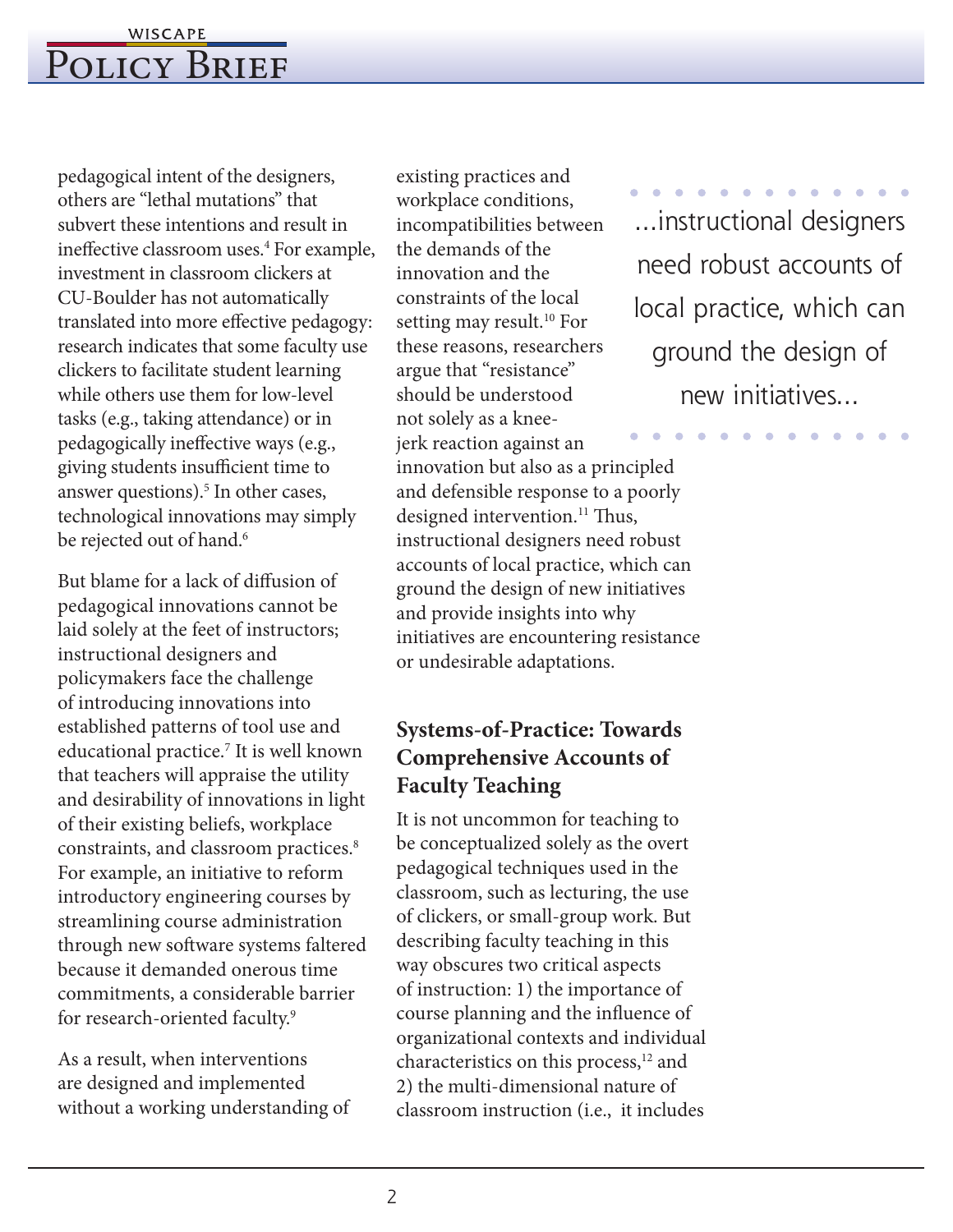pedagogical intent of the designers, others are "lethal mutations" that subvert these intentions and result in ineffective classroom uses.[4] For example, investment in classroom clickers at CU-Boulder has not automatically translated into more effective pedagogy: research indicates that some faculty use clickers to facilitate student learning while others use them for low-level tasks (e.g., taking attendance) or in pedagogically ineffective ways (e.g., giving students insufficient time to answer questions).[5] In other cases, technological innovations may simply be rejected out of hand.[6]

But blame for a lack of diffusion of pedagogical innovations cannot be laid solely at the feet of instructors; instructional designers and policymakers face the challenge of introducing innovations into established patterns of tool use and educational practice.[7] It is well known that teachers will appraise the utility and desirability of innovations in light of their existing beliefs, workplace constraints, and classroom practices.[8] For example, an initiative to reform introductory engineering courses by streamlining course administration through new software systems faltered because it demanded onerous time commitments, a considerable barrier for research-oriented faculty.[9]

As a result, when interventions are designed and implemented without a working understanding of existing practices and workplace conditions, incompatibilities between the demands of the innovation and the constraints of the local setting may result.[10] For these reasons, researchers argue that "resistance" should be understood not solely as a knee-jerk reaction against an innovation but also as a principled and defensible response to a poorly designed intervention.[11] Thus, instructional designers need robust accounts of local practice, which can ground the design of new initiatives and provide insights into why initiatives are encountering resistance or undesirable adaptations.

> ...instructional designers need robust accounts of local practice, which can ground the design of new initiatives...

## Systems-of-Practice: Towards Comprehensive Accounts of Faculty Teaching

It is not uncommon for teaching to be conceptualized solely as the overt pedagogical techniques used in the classroom, such as lecturing, the use of clickers, or small-group work. But describing faculty teaching in this way obscures two critical aspects of instruction: 1) the importance of course planning and the influence of organizational contexts and individual characteristics on this process,[12] and 2) the multi-dimensional nature of classroom instruction (i.e., it includes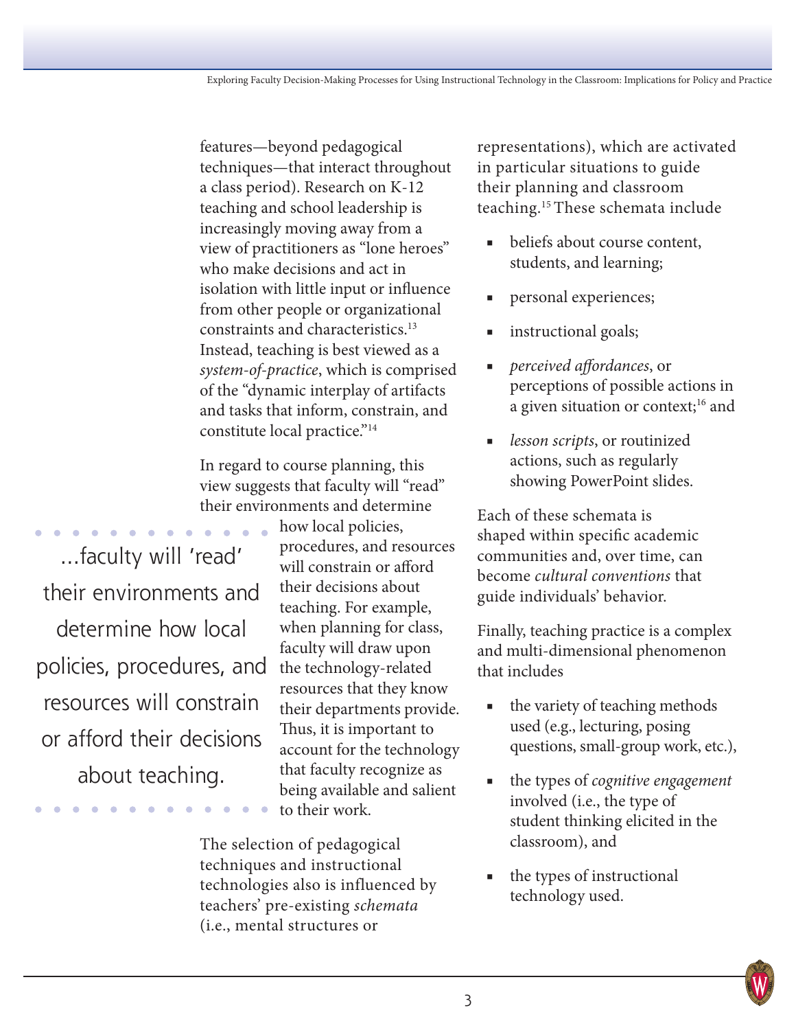features—beyond pedagogical techniques—that interact throughout a class period). Research on K-12 teaching and school leadership is increasingly moving away from a view of practitioners as "lone heroes" who make decisions and act in isolation with little input or influence from other people or organizational constraints and characteristics.[13] Instead, teaching is best viewed as a *system-of-practice*, which is comprised of the "dynamic interplay of artifacts and tasks that inform, constrain, and constitute local practice."[14]

In regard to course planning, this view suggests that faculty will "read" their environments and determine how local policies, procedures, and resources will constrain or afford their decisions about teaching. For example, when planning for class, faculty will draw upon the technology-related resources that they know their departments provide. Thus, it is important to account for the technology that faculty recognize as being available and salient to their work.

> ...faculty will 'read' their environments and determine how local policies, procedures, and resources will constrain or afford their decisions about teaching.

The selection of pedagogical techniques and instructional technologies also is influenced by teachers' pre-existing *schemata* (i.e., mental structures or representations), which are activated in particular situations to guide their planning and classroom teaching.[15] These schemata include

- beliefs about course content, students, and learning;
- personal experiences;
- instructional goals;
- *perceived affordances*, or perceptions of possible actions in a given situation or context;[16] and
- *lesson scripts*, or routinized actions, such as regularly showing PowerPoint slides.

Each of these schemata is shaped within specific academic communities and, over time, can become *cultural conventions* that guide individuals' behavior.

Finally, teaching practice is a complex and multi-dimensional phenomenon that includes

- the variety of teaching methods used (e.g., lecturing, posing questions, small-group work, etc.),
- the types of *cognitive engagement* involved (i.e., the type of student thinking elicited in the classroom), and
- the types of instructional technology used.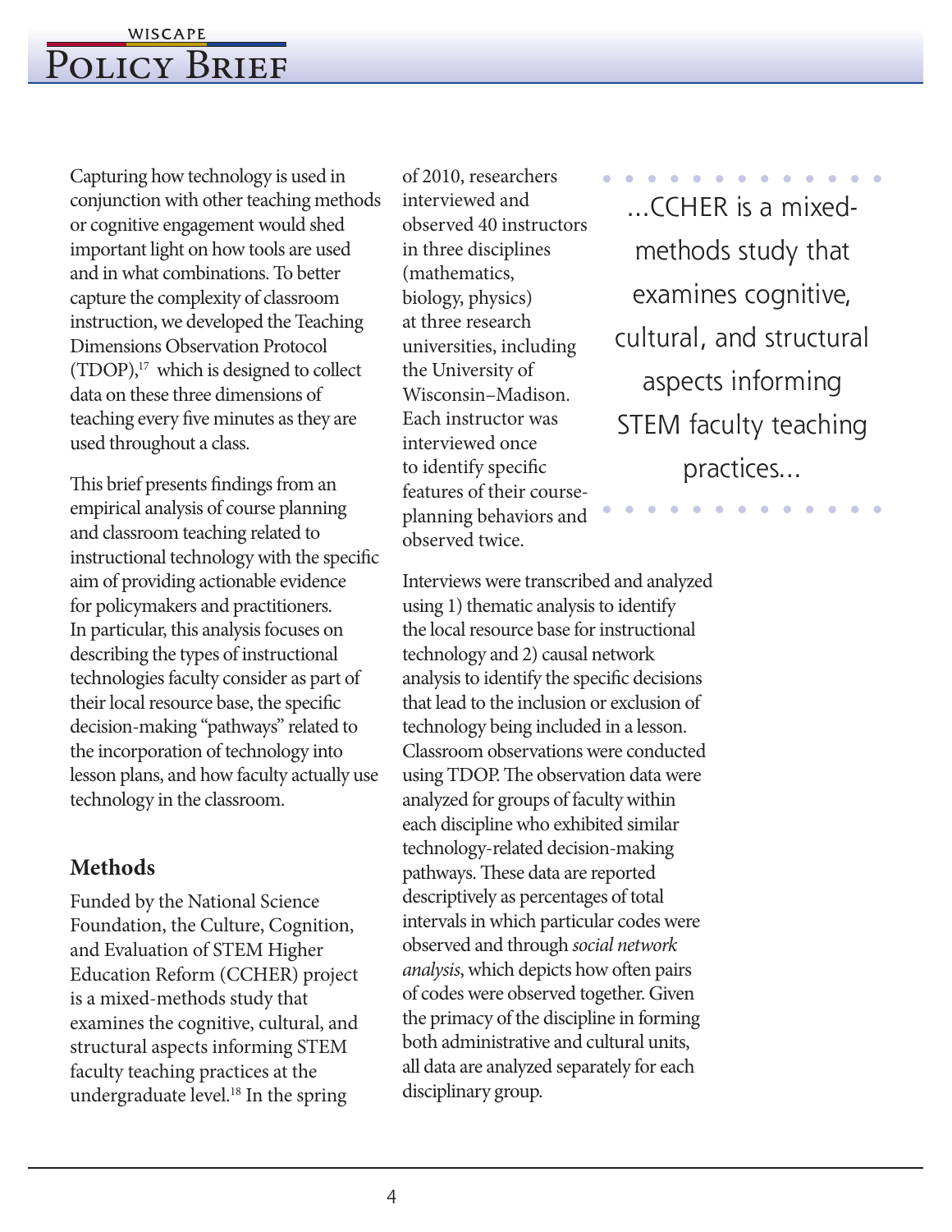Capturing how technology is used in conjunction with other teaching methods or cognitive engagement would shed important light on how tools are used and in what combinations. To better capture the complexity of classroom instruction, we developed the Teaching Dimensions Observation Protocol (TDOP),[17] which is designed to collect data on these three dimensions of teaching every five minutes as they are used throughout a class.

This brief presents findings from an empirical analysis of course planning and classroom teaching related to instructional technology with the specific aim of providing actionable evidence for policymakers and practitioners. In particular, this analysis focuses on describing the types of instructional technologies faculty consider as part of their local resource base, the specific decision-making "pathways" related to the incorporation of technology into lesson plans, and how faculty actually use technology in the classroom.

## Methods

Funded by the National Science Foundation, the Culture, Cognition, and Evaluation of STEM Higher Education Reform (CCHER) project is a mixed-methods study that examines the cognitive, cultural, and structural aspects informing STEM faculty teaching practices at the undergraduate level.[18] In the spring of 2010, researchers interviewed and observed 40 instructors in three disciplines (mathematics, biology, physics) at three research universities, including the University of Wisconsin–Madison. Each instructor was interviewed once to identify specific features of their course-planning behaviors and observed twice.

> ...CCHER is a mixed-methods study that examines cognitive, cultural, and structural aspects informing STEM faculty teaching practices...

Interviews were transcribed and analyzed using 1) thematic analysis to identify the local resource base for instructional technology and 2) causal network analysis to identify the specific decisions that lead to the inclusion or exclusion of technology being included in a lesson. Classroom observations were conducted using TDOP. The observation data were analyzed for groups of faculty within each discipline who exhibited similar technology-related decision-making pathways. These data are reported descriptively as percentages of total intervals in which particular codes were observed and through *social network analysis*, which depicts how often pairs of codes were observed together. Given the primacy of the discipline in forming both administrative and cultural units, all data are analyzed separately for each disciplinary group.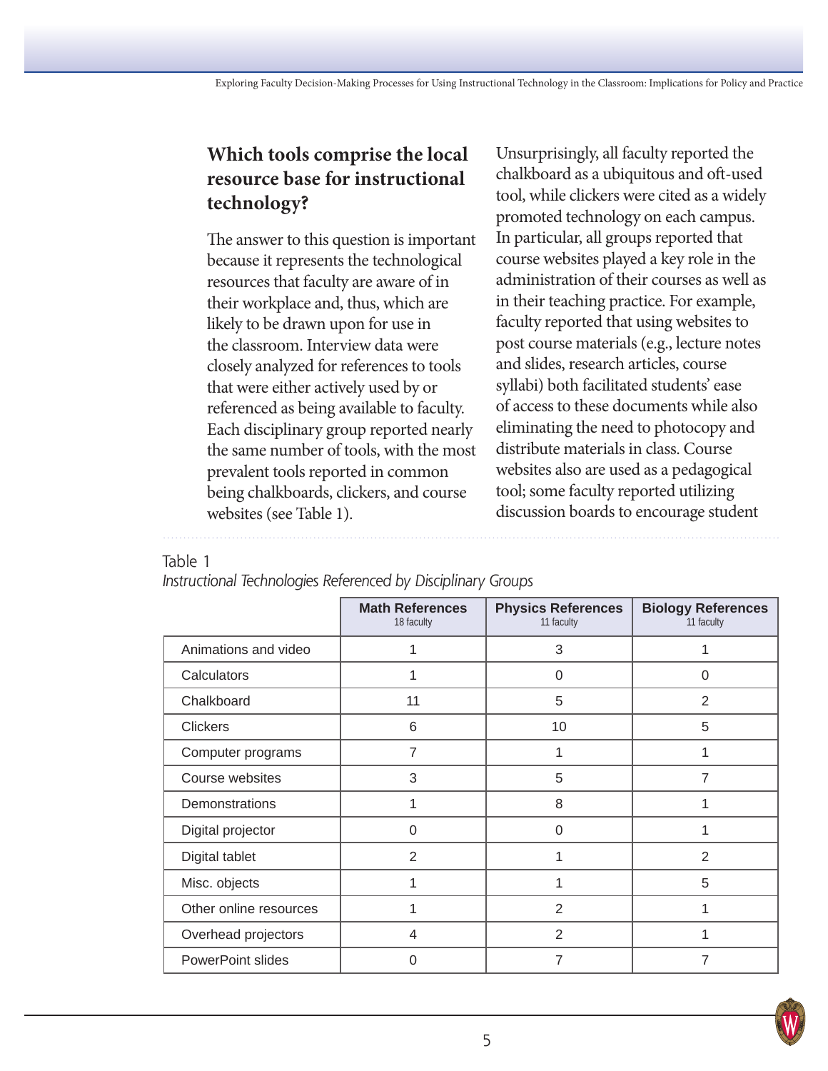### Which tools comprise the local resource base for instructional technology?

The answer to this question is important because it represents the technological resources that faculty are aware of in their workplace and, thus, which are likely to be drawn upon for use in the classroom. Interview data were closely analyzed for references to tools that were either actively used by or referenced as being available to faculty. Each disciplinary group reported nearly the same number of tools, with the most prevalent tools reported in common being chalkboards, clickers, and course websites (see Table 1).

Unsurprisingly, all faculty reported the chalkboard as a ubiquitous and oft-used tool, while clickers were cited as a widely promoted technology on each campus. In particular, all groups reported that course websites played a key role in the administration of their courses as well as in their teaching practice. For example, faculty reported that using websites to post course materials (e.g., lecture notes and slides, research articles, course syllabi) both facilitated students' ease of access to these documents while also eliminating the need to photocopy and distribute materials in class. Course websites also are used as a pedagogical tool; some faculty reported utilizing discussion boards to encourage student

Table 1
*Instructional Technologies Referenced by Disciplinary Groups*

| | **Math References** 18 faculty | **Physics References** 11 faculty | **Biology References** 11 faculty |
|---|---|---|---|
| Animations and video | 1 | 3 | 1 |
| Calculators | 1 | 0 | 0 |
| Chalkboard | 11 | 5 | 2 |
| Clickers | 6 | 10 | 5 |
| Computer programs | 7 | 1 | 1 |
| Course websites | 3 | 5 | 7 |
| Demonstrations | 1 | 8 | 1 |
| Digital projector | 0 | 0 | 1 |
| Digital tablet | 2 | 1 | 2 |
| Misc. objects | 1 | 1 | 5 |
| Other online resources | 1 | 2 | 1 |
| Overhead projectors | 4 | 2 | 1 |
| PowerPoint slides | 0 | 7 | 7 |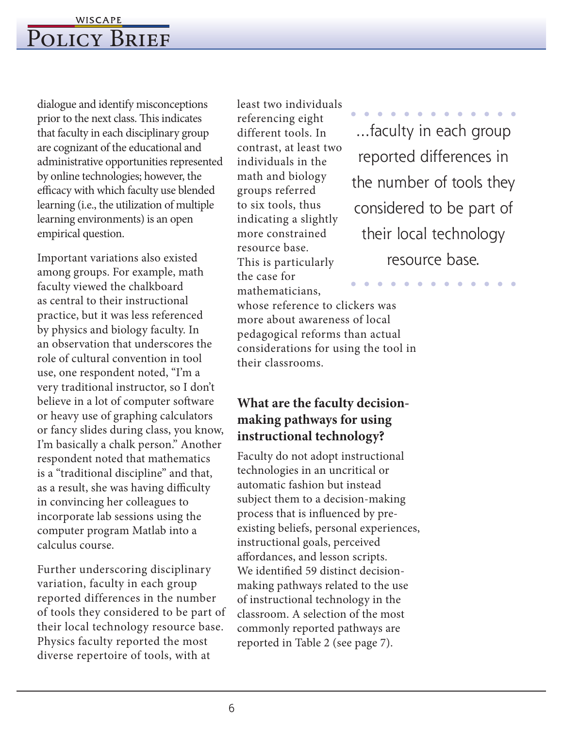dialogue and identify misconceptions prior to the next class. This indicates that faculty in each disciplinary group are cognizant of the educational and administrative opportunities represented by online technologies; however, the efficacy with which faculty use blended learning (i.e., the utilization of multiple learning environments) is an open empirical question.

Important variations also existed among groups. For example, math faculty viewed the chalkboard as central to their instructional practice, but it was less referenced by physics and biology faculty. In an observation that underscores the role of cultural convention in tool use, one respondent noted, "I'm a very traditional instructor, so I don't believe in a lot of computer software or heavy use of graphing calculators or fancy slides during class, you know, I'm basically a chalk person." Another respondent noted that mathematics is a "traditional discipline" and that, as a result, she was having difficulty in convincing her colleagues to incorporate lab sessions using the computer program Matlab into a calculus course.

Further underscoring disciplinary variation, faculty in each group reported differences in the number of tools they considered to be part of their local technology resource base. Physics faculty reported the most diverse repertoire of tools, with at least two individuals referencing eight different tools. In contrast, at least two individuals in the math and biology groups referred to six tools, thus indicating a slightly more constrained resource base. This is particularly the case for mathematicians, whose reference to clickers was more about awareness of local pedagogical reforms than actual considerations for using the tool in their classrooms.

> ...faculty in each group reported differences in the number of tools they considered to be part of their local technology resource base.

## What are the faculty decision-making pathways for using instructional technology?

Faculty do not adopt instructional technologies in an uncritical or automatic fashion but instead subject them to a decision-making process that is influenced by pre-existing beliefs, personal experiences, instructional goals, perceived affordances, and lesson scripts. We identified 59 distinct decision-making pathways related to the use of instructional technology in the classroom. A selection of the most commonly reported pathways are reported in Table 2 (see page 7).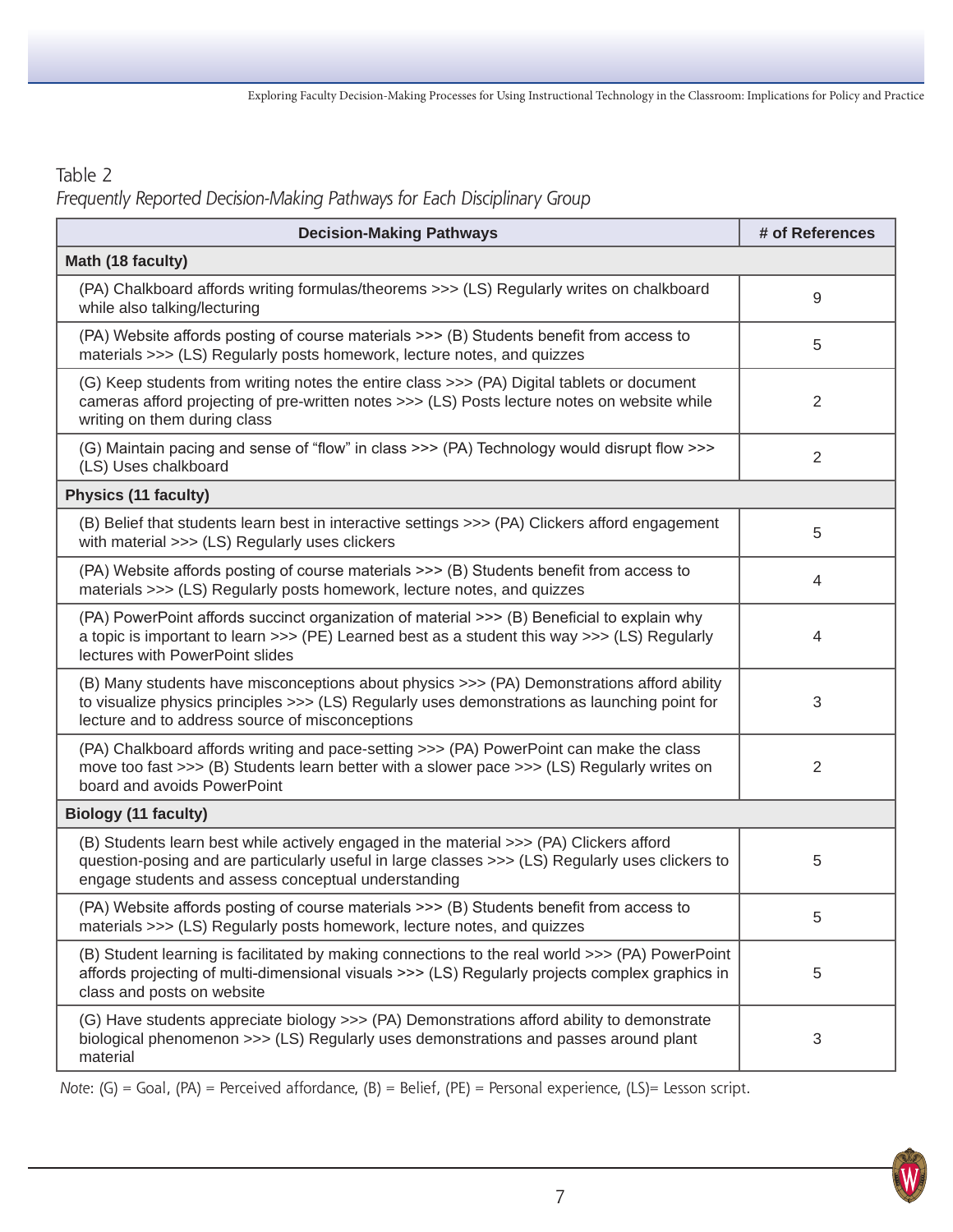Table 2

*Frequently Reported Decision-Making Pathways for Each Disciplinary Group*

| Decision-Making Pathways | # of References |
|---|---|
| **Math (18 faculty)** | |
| (PA) Chalkboard affords writing formulas/theorems >>> (LS) Regularly writes on chalkboard while also talking/lecturing | 9 |
| (PA) Website affords posting of course materials >>> (B) Students benefit from access to materials >>> (LS) Regularly posts homework, lecture notes, and quizzes | 5 |
| (G) Keep students from writing notes the entire class >>> (PA) Digital tablets or document cameras afford projecting of pre-written notes >>> (LS) Posts lecture notes on website while writing on them during class | 2 |
| (G) Maintain pacing and sense of “flow” in class >>> (PA) Technology would disrupt flow >>> (LS) Uses chalkboard | 2 |
| **Physics (11 faculty)** | |
| (B) Belief that students learn best in interactive settings >>> (PA) Clickers afford engagement with material >>> (LS) Regularly uses clickers | 5 |
| (PA) Website affords posting of course materials >>> (B) Students benefit from access to materials >>> (LS) Regularly posts homework, lecture notes, and quizzes | 4 |
| (PA) PowerPoint affords succinct organization of material >>> (B) Beneficial to explain why a topic is important to learn >>> (PE) Learned best as a student this way >>> (LS) Regularly lectures with PowerPoint slides | 4 |
| (B) Many students have misconceptions about physics >>> (PA) Demonstrations afford ability to visualize physics principles >>> (LS) Regularly uses demonstrations as launching point for lecture and to address source of misconceptions | 3 |
| (PA) Chalkboard affords writing and pace-setting >>> (PA) PowerPoint can make the class move too fast >>> (B) Students learn better with a slower pace >>> (LS) Regularly writes on board and avoids PowerPoint | 2 |
| **Biology (11 faculty)** | |
| (B) Students learn best while actively engaged in the material >>> (PA) Clickers afford question-posing and are particularly useful in large classes >>> (LS) Regularly uses clickers to engage students and assess conceptual understanding | 5 |
| (PA) Website affords posting of course materials >>> (B) Students benefit from access to materials >>> (LS) Regularly posts homework, lecture notes, and quizzes | 5 |
| (B) Student learning is facilitated by making connections to the real world >>> (PA) PowerPoint affords projecting of multi-dimensional visuals >>> (LS) Regularly projects complex graphics in class and posts on website | 5 |
| (G) Have students appreciate biology >>> (PA) Demonstrations afford ability to demonstrate biological phenomenon >>> (LS) Regularly uses demonstrations and passes around plant material | 3 |

*Note*: (G) = Goal, (PA) = Perceived affordance, (B) = Belief, (PE) = Personal experience, (LS)= Lesson script.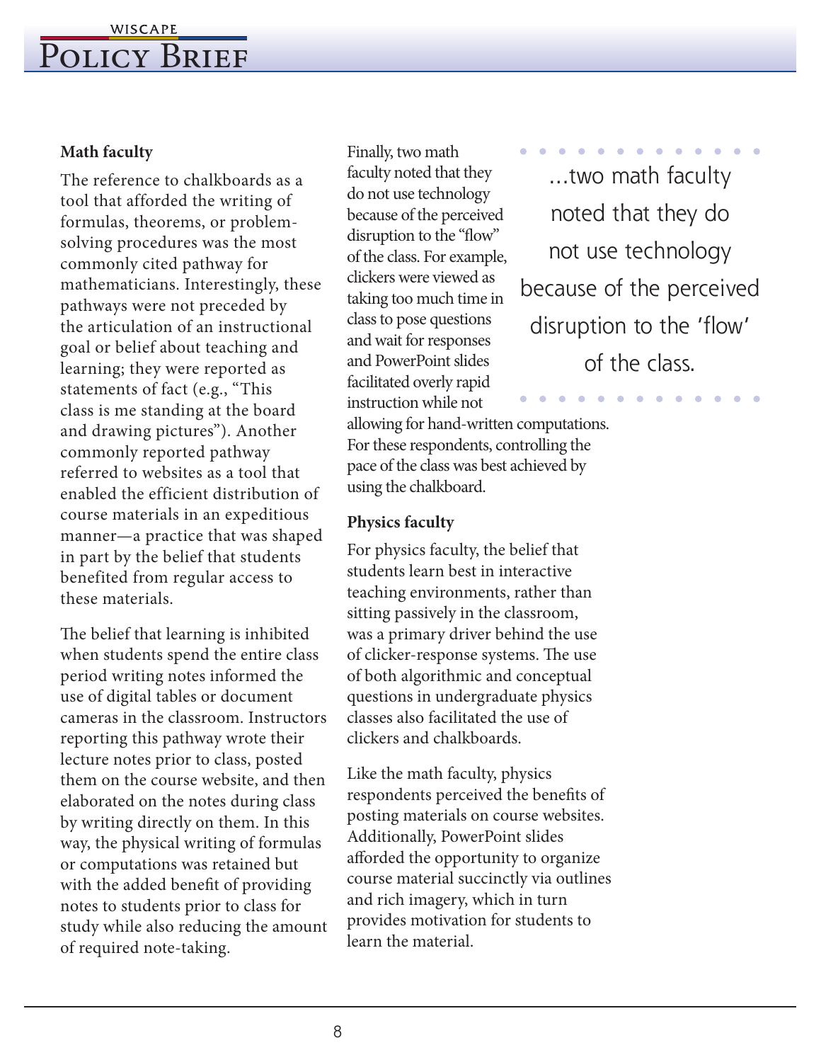### Math faculty

The reference to chalkboards as a tool that afforded the writing of formulas, theorems, or problem-solving procedures was the most commonly cited pathway for mathematicians. Interestingly, these pathways were not preceded by the articulation of an instructional goal or belief about teaching and learning; they were reported as statements of fact (e.g., "This class is me standing at the board and drawing pictures"). Another commonly reported pathway referred to websites as a tool that enabled the efficient distribution of course materials in an expeditious manner—a practice that was shaped in part by the belief that students benefited from regular access to these materials.

The belief that learning is inhibited when students spend the entire class period writing notes informed the use of digital tables or document cameras in the classroom. Instructors reporting this pathway wrote their lecture notes prior to class, posted them on the course website, and then elaborated on the notes during class by writing directly on them. In this way, the physical writing of formulas or computations was retained but with the added benefit of providing notes to students prior to class for study while also reducing the amount of required note-taking.

Finally, two math faculty noted that they do not use technology because of the perceived disruption to the "flow" of the class. For example, clickers were viewed as taking too much time in class to pose questions and wait for responses and PowerPoint slides facilitated overly rapid instruction while not allowing for hand-written computations. For these respondents, controlling the pace of the class was best achieved by using the chalkboard.

> ...two math faculty noted that they do not use technology because of the perceived disruption to the 'flow' of the class.

### Physics faculty

For physics faculty, the belief that students learn best in interactive teaching environments, rather than sitting passively in the classroom, was a primary driver behind the use of clicker-response systems. The use of both algorithmic and conceptual questions in undergraduate physics classes also facilitated the use of clickers and chalkboards.

Like the math faculty, physics respondents perceived the benefits of posting materials on course websites. Additionally, PowerPoint slides afforded the opportunity to organize course material succinctly via outlines and rich imagery, which in turn provides motivation for students to learn the material.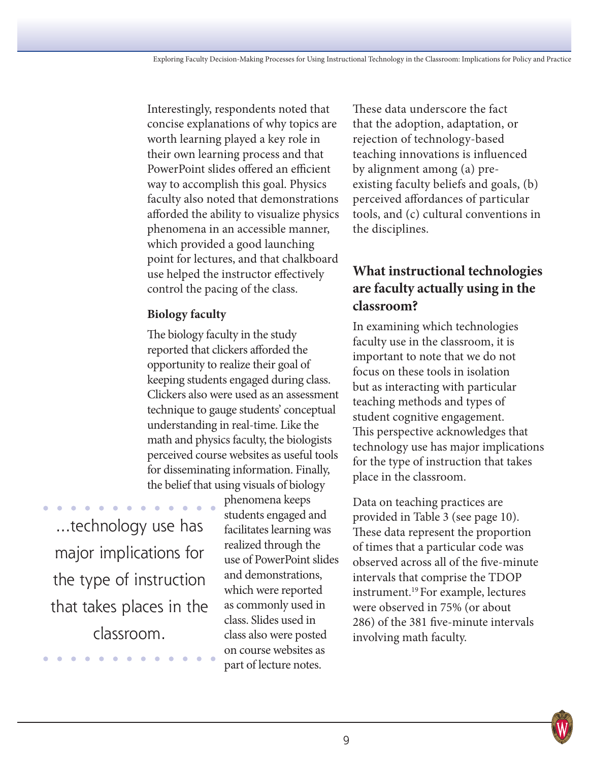Interestingly, respondents noted that concise explanations of why topics are worth learning played a key role in their own learning process and that PowerPoint slides offered an efficient way to accomplish this goal. Physics faculty also noted that demonstrations afforded the ability to visualize physics phenomena in an accessible manner, which provided a good launching point for lectures, and that chalkboard use helped the instructor effectively control the pacing of the class.

**Biology faculty**

The biology faculty in the study reported that clickers afforded the opportunity to realize their goal of keeping students engaged during class. Clickers also were used as an assessment technique to gauge students' conceptual understanding in real-time. Like the math and physics faculty, the biologists perceived course websites as useful tools for disseminating information. Finally, the belief that using visuals of biology phenomena keeps students engaged and facilitates learning was realized through the use of PowerPoint slides and demonstrations, which were reported as commonly used in class. Slides used in class also were posted on course websites as part of lecture notes.

> ...technology use has major implications for the type of instruction that takes places in the classroom.

These data underscore the fact that the adoption, adaptation, or rejection of technology-based teaching innovations is influenced by alignment among (a) pre-existing faculty beliefs and goals, (b) perceived affordances of particular tools, and (c) cultural conventions in the disciplines.

## What instructional technologies are faculty actually using in the classroom?

In examining which technologies faculty use in the classroom, it is important to note that we do not focus on these tools in isolation but as interacting with particular teaching methods and types of student cognitive engagement. This perspective acknowledges that technology use has major implications for the type of instruction that takes place in the classroom.

Data on teaching practices are provided in Table 3 (see page 10). These data represent the proportion of times that a particular code was observed across all of the five-minute intervals that comprise the TDOP instrument.[19] For example, lectures were observed in 75% (or about 286) of the 381 five-minute intervals involving math faculty.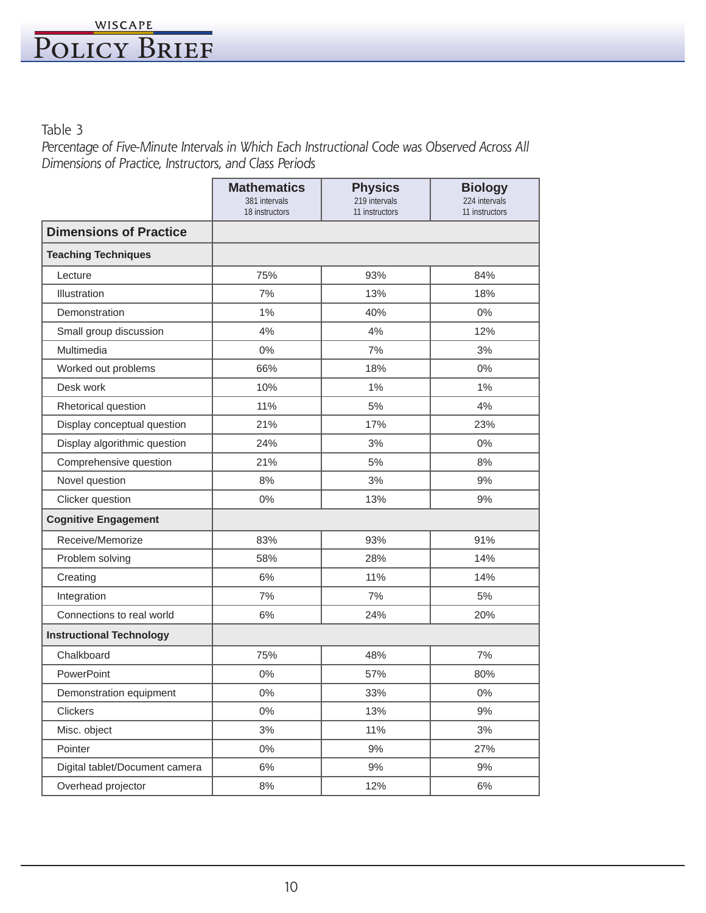Table 3

*Percentage of Five-Minute Intervals in Which Each Instructional Code was Observed Across All Dimensions of Practice, Instructors, and Class Periods*

| | Mathematics 381 intervals 18 instructors | Physics 219 intervals 11 instructors | Biology 224 intervals 11 instructors |
|---|---|---|---|
| **Dimensions of Practice** | | | |
| **Teaching Techniques** | | | |
| Lecture | 75% | 93% | 84% |
| Illustration | 7% | 13% | 18% |
| Demonstration | 1% | 40% | 0% |
| Small group discussion | 4% | 4% | 12% |
| Multimedia | 0% | 7% | 3% |
| Worked out problems | 66% | 18% | 0% |
| Desk work | 10% | 1% | 1% |
| Rhetorical question | 11% | 5% | 4% |
| Display conceptual question | 21% | 17% | 23% |
| Display algorithmic question | 24% | 3% | 0% |
| Comprehensive question | 21% | 5% | 8% |
| Novel question | 8% | 3% | 9% |
| Clicker question | 0% | 13% | 9% |
| **Cognitive Engagement** | | | |
| Receive/Memorize | 83% | 93% | 91% |
| Problem solving | 58% | 28% | 14% |
| Creating | 6% | 11% | 14% |
| Integration | 7% | 7% | 5% |
| Connections to real world | 6% | 24% | 20% |
| **Instructional Technology** | | | |
| Chalkboard | 75% | 48% | 7% |
| PowerPoint | 0% | 57% | 80% |
| Demonstration equipment | 0% | 33% | 0% |
| Clickers | 0% | 13% | 9% |
| Misc. object | 3% | 11% | 3% |
| Pointer | 0% | 9% | 27% |
| Digital tablet/Document camera | 6% | 9% | 9% |
| Overhead projector | 8% | 12% | 6% |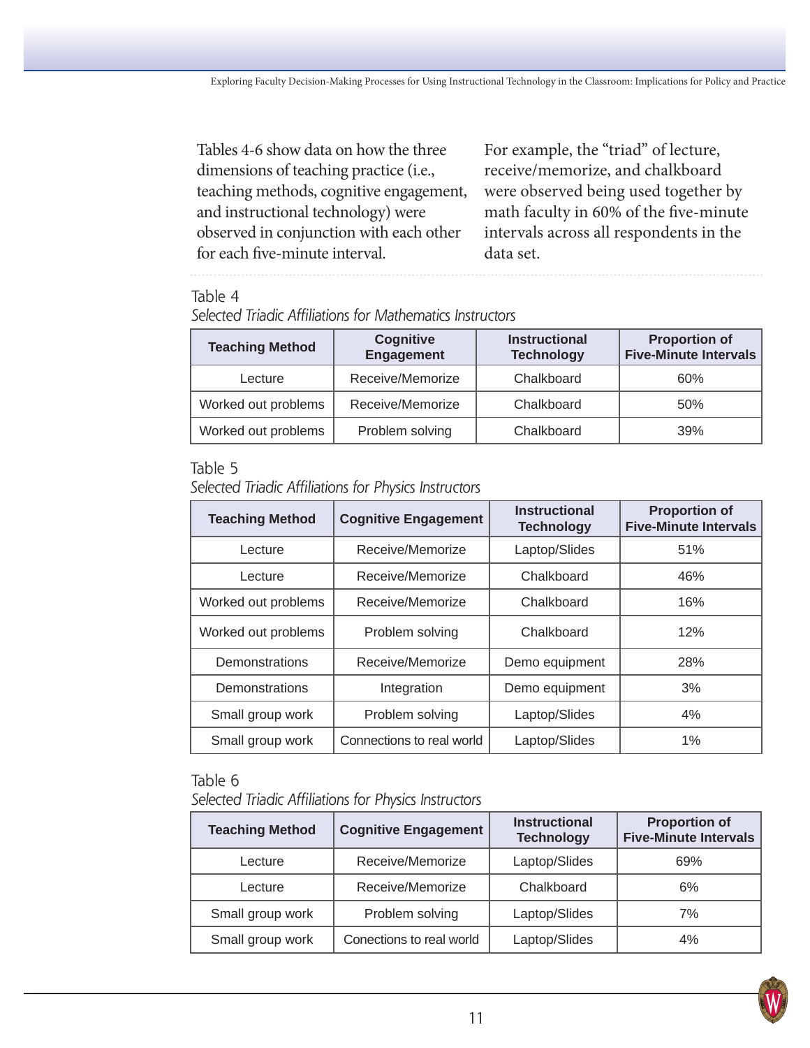Tables 4-6 show data on how the three dimensions of teaching practice (i.e., teaching methods, cognitive engagement, and instructional technology) were observed in conjunction with each other for each five-minute interval.

For example, the "triad" of lecture, receive/memorize, and chalkboard were observed being used together by math faculty in 60% of the five-minute intervals across all respondents in the data set.

Table 4

*Selected Triadic Affiliations for Mathematics Instructors*

| Teaching Method | Cognitive Engagement | Instructional Technology | Proportion of Five-Minute Intervals |
|---|---|---|---|
| Lecture | Receive/Memorize | Chalkboard | 60% |
| Worked out problems | Receive/Memorize | Chalkboard | 50% |
| Worked out problems | Problem solving | Chalkboard | 39% |

Table 5

*Selected Triadic Affiliations for Physics Instructors*

| Teaching Method | Cognitive Engagement | Instructional Technology | Proportion of Five-Minute Intervals |
|---|---|---|---|
| Lecture | Receive/Memorize | Laptop/Slides | 51% |
| Lecture | Receive/Memorize | Chalkboard | 46% |
| Worked out problems | Receive/Memorize | Chalkboard | 16% |
| Worked out problems | Problem solving | Chalkboard | 12% |
| Demonstrations | Receive/Memorize | Demo equipment | 28% |
| Demonstrations | Integration | Demo equipment | 3% |
| Small group work | Problem solving | Laptop/Slides | 4% |
| Small group work | Connections to real world | Laptop/Slides | 1% |

Table 6

*Selected Triadic Affiliations for Physics Instructors*

| Teaching Method | Cognitive Engagement | Instructional Technology | Proportion of Five-Minute Intervals |
|---|---|---|---|
| Lecture | Receive/Memorize | Laptop/Slides | 69% |
| Lecture | Receive/Memorize | Chalkboard | 6% |
| Small group work | Problem solving | Laptop/Slides | 7% |
| Small group work | Conections to real world | Laptop/Slides | 4% |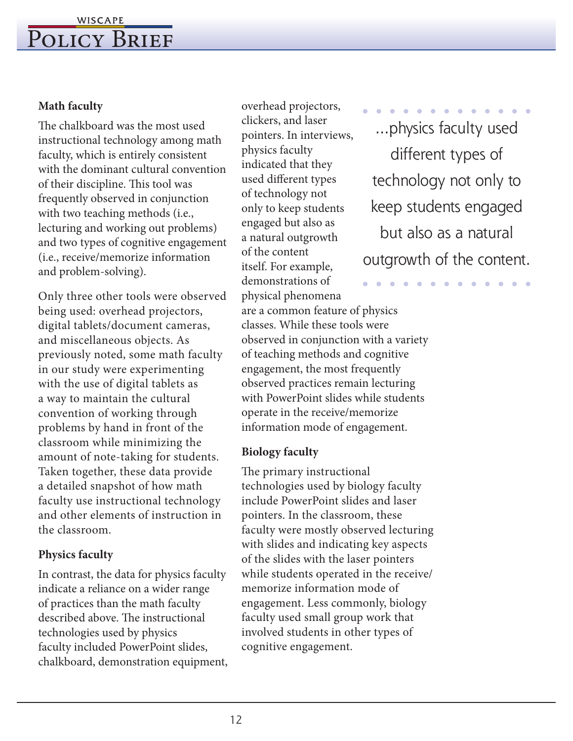### Math faculty

The chalkboard was the most used instructional technology among math faculty, which is entirely consistent with the dominant cultural convention of their discipline. This tool was frequently observed in conjunction with two teaching methods (i.e., lecturing and working out problems) and two types of cognitive engagement (i.e., receive/memorize information and problem-solving).

Only three other tools were observed being used: overhead projectors, digital tablets/document cameras, and miscellaneous objects. As previously noted, some math faculty in our study were experimenting with the use of digital tablets as a way to maintain the cultural convention of working through problems by hand in front of the classroom while minimizing the amount of note-taking for students. Taken together, these data provide a detailed snapshot of how math faculty use instructional technology and other elements of instruction in the classroom.

### Physics faculty

In contrast, the data for physics faculty indicate a reliance on a wider range of practices than the math faculty described above. The instructional technologies used by physics faculty included PowerPoint slides, chalkboard, demonstration equipment, overhead projectors, clickers, and laser pointers. In interviews, physics faculty indicated that they used different types of technology not only to keep students engaged but also as a natural outgrowth of the content itself. For example, demonstrations of physical phenomena are a common feature of physics classes. While these tools were observed in conjunction with a variety of teaching methods and cognitive engagement, the most frequently observed practices remain lecturing with PowerPoint slides while students operate in the receive/memorize information mode of engagement.

> ...physics faculty used different types of technology not only to keep students engaged but also as a natural outgrowth of the content.

### Biology faculty

The primary instructional technologies used by biology faculty include PowerPoint slides and laser pointers. In the classroom, these faculty were mostly observed lecturing with slides and indicating key aspects of the slides with the laser pointers while students operated in the receive/memorize information mode of engagement. Less commonly, biology faculty used small group work that involved students in other types of cognitive engagement.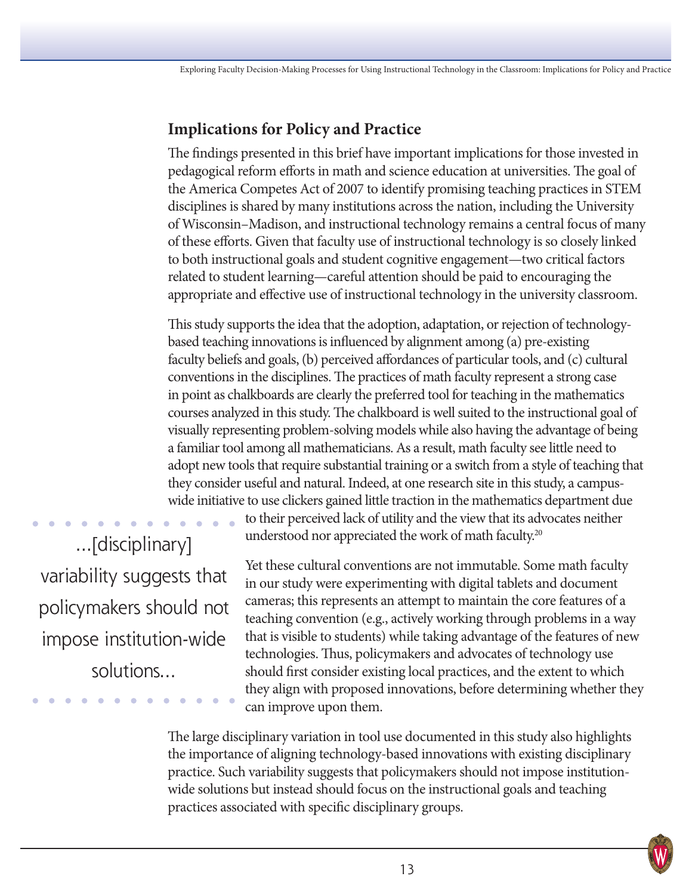## Implications for Policy and Practice

The findings presented in this brief have important implications for those invested in pedagogical reform efforts in math and science education at universities. The goal of the America Competes Act of 2007 to identify promising teaching practices in STEM disciplines is shared by many institutions across the nation, including the University of Wisconsin–Madison, and instructional technology remains a central focus of many of these efforts. Given that faculty use of instructional technology is so closely linked to both instructional goals and student cognitive engagement—two critical factors related to student learning—careful attention should be paid to encouraging the appropriate and effective use of instructional technology in the university classroom.

This study supports the idea that the adoption, adaptation, or rejection of technology-based teaching innovations is influenced by alignment among (a) pre-existing faculty beliefs and goals, (b) perceived affordances of particular tools, and (c) cultural conventions in the disciplines. The practices of math faculty represent a strong case in point as chalkboards are clearly the preferred tool for teaching in the mathematics courses analyzed in this study. The chalkboard is well suited to the instructional goal of visually representing problem-solving models while also having the advantage of being a familiar tool among all mathematicians. As a result, math faculty see little need to adopt new tools that require substantial training or a switch from a style of teaching that they consider useful and natural. Indeed, at one research site in this study, a campus-wide initiative to use clickers gained little traction in the mathematics department due to their perceived lack of utility and the view that its advocates neither understood nor appreciated the work of math faculty.[20]

> ...[disciplinary] variability suggests that policymakers should not impose institution-wide solutions...

Yet these cultural conventions are not immutable. Some math faculty in our study were experimenting with digital tablets and document cameras; this represents an attempt to maintain the core features of a teaching convention (e.g., actively working through problems in a way that is visible to students) while taking advantage of the features of new technologies. Thus, policymakers and advocates of technology use should first consider existing local practices, and the extent to which they align with proposed innovations, before determining whether they can improve upon them.

The large disciplinary variation in tool use documented in this study also highlights the importance of aligning technology-based innovations with existing disciplinary practice. Such variability suggests that policymakers should not impose institution-wide solutions but instead should focus on the instructional goals and teaching practices associated with specific disciplinary groups.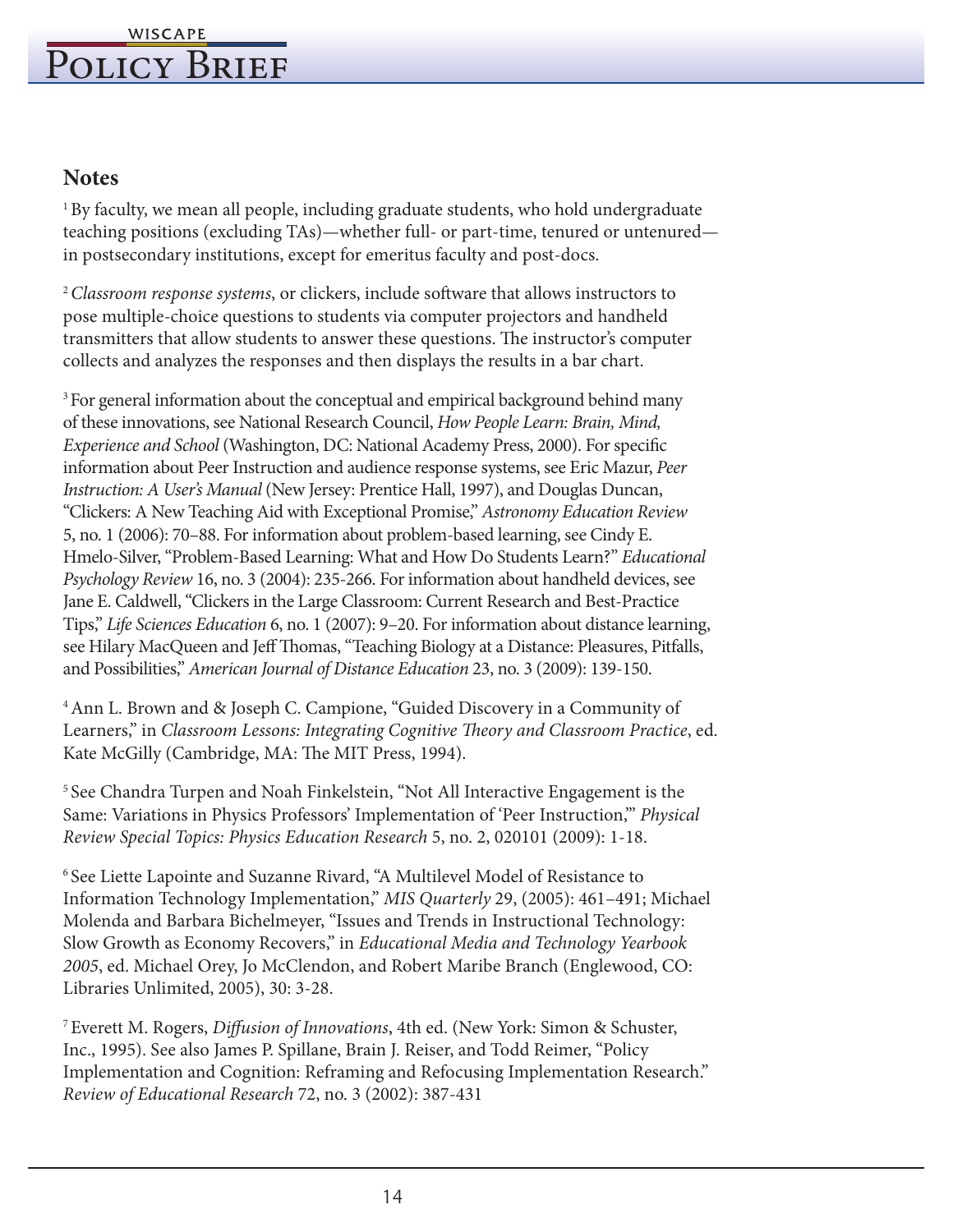## Notes

[1] By faculty, we mean all people, including graduate students, who hold undergraduate teaching positions (excluding TAs)—whether full- or part-time, tenured or untenured—in postsecondary institutions, except for emeritus faculty and post-docs.

[2] *Classroom response systems*, or clickers, include software that allows instructors to pose multiple-choice questions to students via computer projectors and handheld transmitters that allow students to answer these questions. The instructor's computer collects and analyzes the responses and then displays the results in a bar chart.

[3] For general information about the conceptual and empirical background behind many of these innovations, see National Research Council, *How People Learn: Brain, Mind, Experience and School* (Washington, DC: National Academy Press, 2000). For specific information about Peer Instruction and audience response systems, see Eric Mazur, *Peer Instruction: A User's Manual* (New Jersey: Prentice Hall, 1997), and Douglas Duncan, "Clickers: A New Teaching Aid with Exceptional Promise," *Astronomy Education Review* 5, no. 1 (2006): 70–88. For information about problem-based learning, see Cindy E. Hmelo-Silver, "Problem-Based Learning: What and How Do Students Learn?" *Educational Psychology Review* 16, no. 3 (2004): 235-266. For information about handheld devices, see Jane E. Caldwell, "Clickers in the Large Classroom: Current Research and Best-Practice Tips," *Life Sciences Education* 6, no. 1 (2007): 9–20. For information about distance learning, see Hilary MacQueen and Jeff Thomas, "Teaching Biology at a Distance: Pleasures, Pitfalls, and Possibilities," *American Journal of Distance Education* 23, no. 3 (2009): 139-150.

[4] Ann L. Brown and & Joseph C. Campione, "Guided Discovery in a Community of Learners," in *Classroom Lessons: Integrating Cognitive Theory and Classroom Practice*, ed. Kate McGilly (Cambridge, MA: The MIT Press, 1994).

[5] See Chandra Turpen and Noah Finkelstein, "Not All Interactive Engagement is the Same: Variations in Physics Professors' Implementation of 'Peer Instruction,'" *Physical Review Special Topics: Physics Education Research* 5, no. 2, 020101 (2009): 1-18.

[6] See Liette Lapointe and Suzanne Rivard, "A Multilevel Model of Resistance to Information Technology Implementation," *MIS Quarterly* 29, (2005): 461–491; Michael Molenda and Barbara Bichelmeyer, "Issues and Trends in Instructional Technology: Slow Growth as Economy Recovers," in *Educational Media and Technology Yearbook 2005*, ed. Michael Orey, Jo McClendon, and Robert Maribe Branch (Englewood, CO: Libraries Unlimited, 2005), 30: 3-28.

[7] Everett M. Rogers, *Diffusion of Innovations*, 4th ed. (New York: Simon & Schuster, Inc., 1995). See also James P. Spillane, Brain J. Reiser, and Todd Reimer, "Policy Implementation and Cognition: Reframing and Refocusing Implementation Research." *Review of Educational Research* 72, no. 3 (2002): 387-431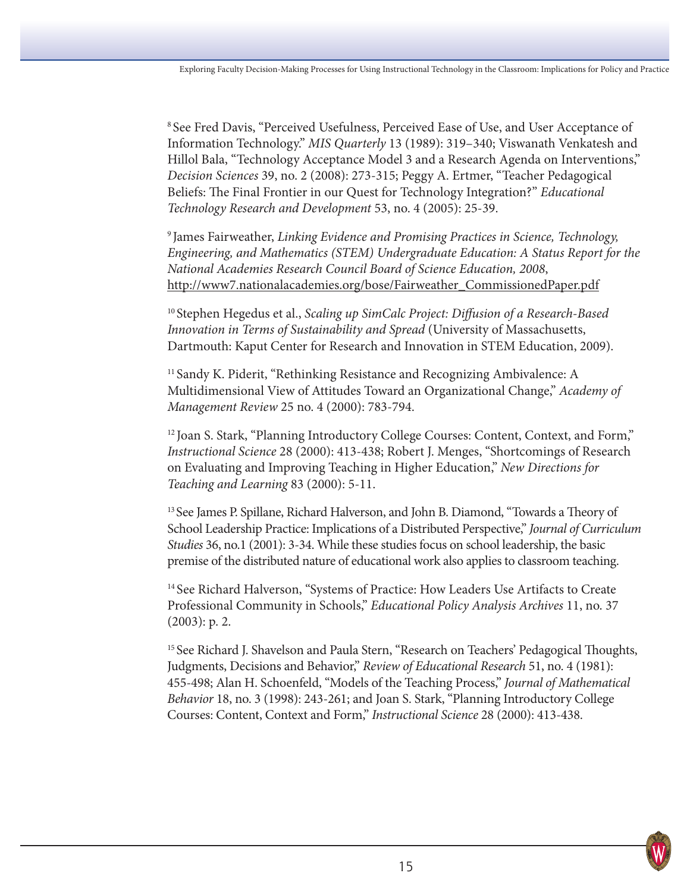[8] See Fred Davis, "Perceived Usefulness, Perceived Ease of Use, and User Acceptance of Information Technology." *MIS Quarterly* 13 (1989): 319–340; Viswanath Venkatesh and Hillol Bala, "Technology Acceptance Model 3 and a Research Agenda on Interventions," *Decision Sciences* 39, no. 2 (2008): 273-315; Peggy A. Ertmer, "Teacher Pedagogical Beliefs: The Final Frontier in our Quest for Technology Integration?" *Educational Technology Research and Development* 53, no. 4 (2005): 25-39.

[9] James Fairweather, *Linking Evidence and Promising Practices in Science, Technology, Engineering, and Mathematics (STEM) Undergraduate Education: A Status Report for the National Academies Research Council Board of Science Education, 2008*, http://www7.nationalacademies.org/bose/Fairweather_CommissionedPaper.pdf

[10] Stephen Hegedus et al., *Scaling up SimCalc Project: Diffusion of a Research-Based Innovation in Terms of Sustainability and Spread* (University of Massachusetts, Dartmouth: Kaput Center for Research and Innovation in STEM Education, 2009).

[11] Sandy K. Piderit, "Rethinking Resistance and Recognizing Ambivalence: A Multidimensional View of Attitudes Toward an Organizational Change," *Academy of Management Review* 25 no. 4 (2000): 783-794.

[12] Joan S. Stark, "Planning Introductory College Courses: Content, Context, and Form," *Instructional Science* 28 (2000): 413-438; Robert J. Menges, "Shortcomings of Research on Evaluating and Improving Teaching in Higher Education," *New Directions for Teaching and Learning* 83 (2000): 5-11.

[13] See James P. Spillane, Richard Halverson, and John B. Diamond, "Towards a Theory of School Leadership Practice: Implications of a Distributed Perspective," *Journal of Curriculum Studies* 36, no.1 (2001): 3-34. While these studies focus on school leadership, the basic premise of the distributed nature of educational work also applies to classroom teaching.

[14] See Richard Halverson, "Systems of Practice: How Leaders Use Artifacts to Create Professional Community in Schools," *Educational Policy Analysis Archives* 11, no. 37 (2003): p. 2.

[15] See Richard J. Shavelson and Paula Stern, "Research on Teachers' Pedagogical Thoughts, Judgments, Decisions and Behavior," *Review of Educational Research* 51, no. 4 (1981): 455-498; Alan H. Schoenfeld, "Models of the Teaching Process," *Journal of Mathematical Behavior* 18, no. 3 (1998): 243-261; and Joan S. Stark, "Planning Introductory College Courses: Content, Context and Form," *Instructional Science* 28 (2000): 413-438.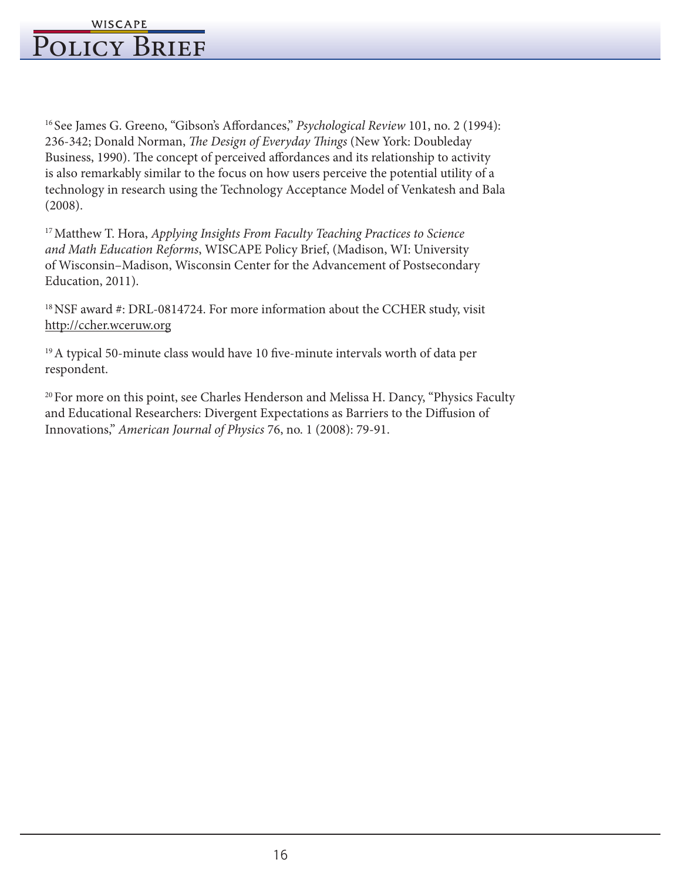[16] See James G. Greeno, "Gibson's Affordances," *Psychological Review* 101, no. 2 (1994): 236-342; Donald Norman, *The Design of Everyday Things* (New York: Doubleday Business, 1990). The concept of perceived affordances and its relationship to activity is also remarkably similar to the focus on how users perceive the potential utility of a technology in research using the Technology Acceptance Model of Venkatesh and Bala (2008).

[17] Matthew T. Hora, *Applying Insights From Faculty Teaching Practices to Science and Math Education Reforms*, WISCAPE Policy Brief, (Madison, WI: University of Wisconsin–Madison, Wisconsin Center for the Advancement of Postsecondary Education, 2011).

[18] NSF award #: DRL-0814724. For more information about the CCHER study, visit http://ccher.wceruw.org

[19] A typical 50-minute class would have 10 five-minute intervals worth of data per respondent.

[20] For more on this point, see Charles Henderson and Melissa H. Dancy, "Physics Faculty and Educational Researchers: Divergent Expectations as Barriers to the Diffusion of Innovations," *American Journal of Physics* 76, no. 1 (2008): 79-91.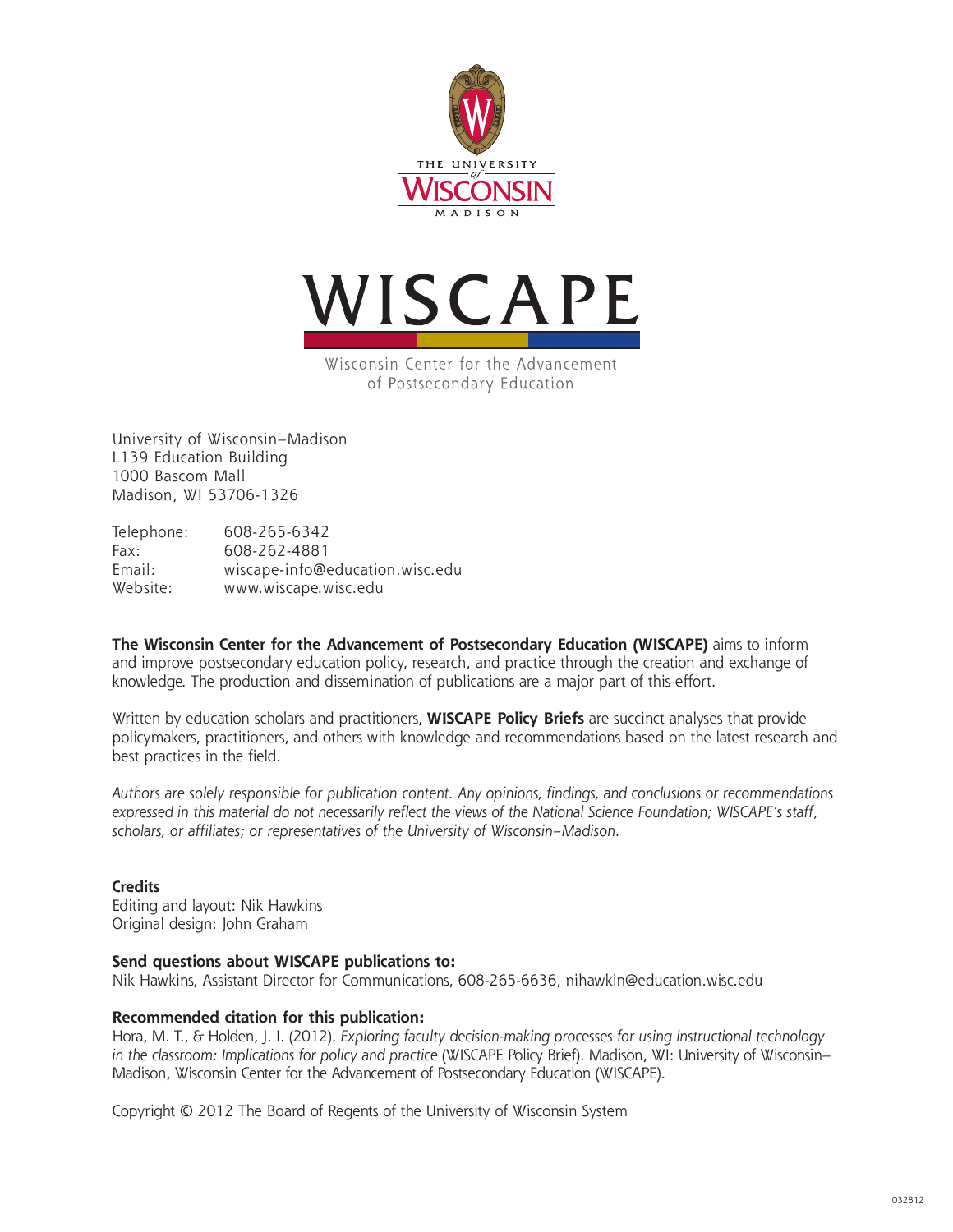THE UNIVERSITY *of* WISCONSIN MADISON

# WISCAPE

Wisconsin Center for the Advancement of Postsecondary Education

University of Wisconsin–Madison
L139 Education Building
1000 Bascom Mall
Madison, WI 53706-1326

| | |
|---|---|
| Telephone: | 608-265-6342 |
| Fax: | 608-262-4881 |
| Email: | wiscape-info@education.wisc.edu |
| Website: | www.wiscape.wisc.edu |

**The Wisconsin Center for the Advancement of Postsecondary Education (WISCAPE)** aims to inform and improve postsecondary education policy, research, and practice through the creation and exchange of knowledge. The production and dissemination of publications are a major part of this effort.

Written by education scholars and practitioners, **WISCAPE Policy Briefs** are succinct analyses that provide policymakers, practitioners, and others with knowledge and recommendations based on the latest research and best practices in the field.

*Authors are solely responsible for publication content. Any opinions, findings, and conclusions or recommendations expressed in this material do not necessarily reflect the views of the National Science Foundation; WISCAPE's staff, scholars, or affiliates; or representatives of the University of Wisconsin–Madison.*

**Credits**
Editing and layout: Nik Hawkins
Original design: John Graham

**Send questions about WISCAPE publications to:**
Nik Hawkins, Assistant Director for Communications, 608-265-6636, nihawkin@education.wisc.edu

**Recommended citation for this publication:**
Hora, M. T., & Holden, J. I. (2012). *Exploring faculty decision-making processes for using instructional technology in the classroom: Implications for policy and practice* (WISCAPE Policy Brief). Madison, WI: University of Wisconsin–Madison, Wisconsin Center for the Advancement of Postsecondary Education (WISCAPE).

Copyright © 2012 The Board of Regents of the University of Wisconsin System

032812